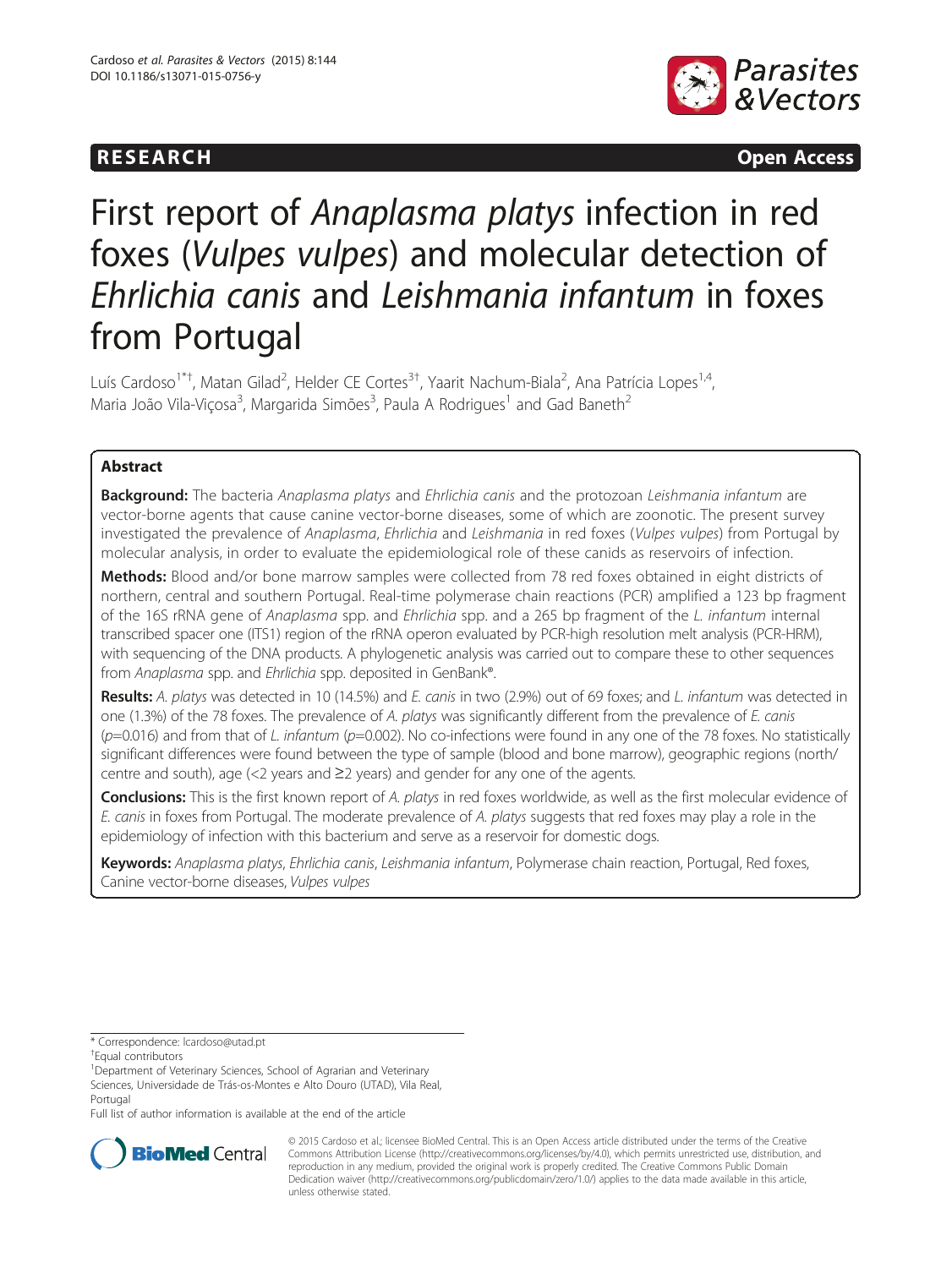**RESEARCH Open Access**

# First report of *Anaplasma platys* infection in red foxes (*Vulpes vulpes*) and molecular detection of *Ehrlichia canis* and *Leishmania infantum* in foxes from Portugal

Luís Cardoso[1*†], Matan Gilad[2], Helder CE Cortes[3†], Yaarit Nachum-Biala[2], Ana Patrícia Lopes[1,4], Maria João Vila-Viçosa[3], Margarida Simões[3], Paula A Rodrigues[1] and Gad Baneth[2]

## Abstract

**Background:** The bacteria *Anaplasma platys* and *Ehrlichia canis* and the protozoan *Leishmania infantum* are vector-borne agents that cause canine vector-borne diseases, some of which are zoonotic. The present survey investigated the prevalence of *Anaplasma*, *Ehrlichia* and *Leishmania* in red foxes (*Vulpes vulpes*) from Portugal by molecular analysis, in order to evaluate the epidemiological role of these canids as reservoirs of infection.

**Methods:** Blood and/or bone marrow samples were collected from 78 red foxes obtained in eight districts of northern, central and southern Portugal. Real-time polymerase chain reactions (PCR) amplified a 123 bp fragment of the 16S rRNA gene of *Anaplasma* spp. and *Ehrlichia* spp. and a 265 bp fragment of the *L. infantum* internal transcribed spacer one (ITS1) region of the rRNA operon evaluated by PCR-high resolution melt analysis (PCR-HRM), with sequencing of the DNA products. A phylogenetic analysis was carried out to compare these to other sequences from *Anaplasma* spp. and *Ehrlichia* spp. deposited in GenBank®.

**Results:** *A. platys* was detected in 10 (14.5%) and *E. canis* in two (2.9%) out of 69 foxes; and *L. infantum* was detected in one (1.3%) of the 78 foxes. The prevalence of *A. platys* was significantly different from the prevalence of *E. canis* ($p$=0.016) and from that of *L. infantum* ($p$=0.002). No co-infections were found in any one of the 78 foxes. No statistically significant differences were found between the type of sample (blood and bone marrow), geographic regions (north/centre and south), age (<2 years and ≥2 years) and gender for any one of the agents.

**Conclusions:** This is the first known report of *A. platys* in red foxes worldwide, as well as the first molecular evidence of *E. canis* in foxes from Portugal. The moderate prevalence of *A. platys* suggests that red foxes may play a role in the epidemiology of infection with this bacterium and serve as a reservoir for domestic dogs.

**Keywords:** *Anaplasma platys*, *Ehrlichia canis*, *Leishmania infantum*, Polymerase chain reaction, Portugal, Red foxes, Canine vector-borne diseases, *Vulpes vulpes*

---

\* Correspondence: lcardoso@utad.pt

†Equal contributors

[1]Department of Veterinary Sciences, School of Agrarian and Veterinary Sciences, Universidade de Trás-os-Montes e Alto Douro (UTAD), Vila Real, Portugal

Full list of author information is available at the end of the article

© 2015 Cardoso et al.; licensee BioMed Central. This is an Open Access article distributed under the terms of the Creative Commons Attribution License (http://creativecommons.org/licenses/by/4.0), which permits unrestricted use, distribution, and reproduction in any medium, provided the original work is properly credited. The Creative Commons Public Domain Dedication waiver (http://creativecommons.org/publicdomain/zero/1.0/) applies to the data made available in this article, unless otherwise stated.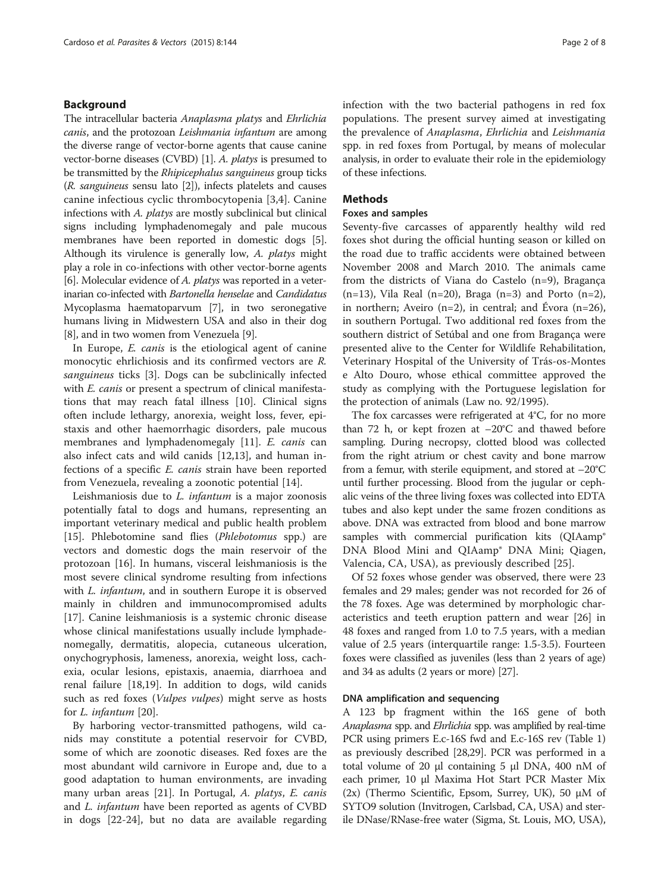## Background

The intracellular bacteria *Anaplasma platys* and *Ehrlichia canis*, and the protozoan *Leishmania infantum* are among the diverse range of vector-borne agents that cause canine vector-borne diseases (CVBD) [1]. *A. platys* is presumed to be transmitted by the *Rhipicephalus sanguineus* group ticks (*R. sanguineus* sensu lato [2]), infects platelets and causes canine infectious cyclic thrombocytopenia [3,4]. Canine infections with *A. platys* are mostly subclinical but clinical signs including lymphadenomegaly and pale mucous membranes have been reported in domestic dogs [5]. Although its virulence is generally low, *A. platys* might play a role in co-infections with other vector-borne agents [6]. Molecular evidence of *A. platys* was reported in a veterinarian co-infected with *Bartonella henselae* and *Candidatus* Mycoplasma haematoparvum [7], in two seronegative humans living in Midwestern USA and also in their dog [8], and in two women from Venezuela [9].

In Europe, *E. canis* is the etiological agent of canine monocytic ehrlichiosis and its confirmed vectors are *R. sanguineus* ticks [3]. Dogs can be subclinically infected with *E. canis* or present a spectrum of clinical manifestations that may reach fatal illness [10]. Clinical signs often include lethargy, anorexia, weight loss, fever, epistaxis and other haemorrhagic disorders, pale mucous membranes and lymphadenomegaly [11]. *E. canis* can also infect cats and wild canids [12,13], and human infections of a specific *E. canis* strain have been reported from Venezuela, revealing a zoonotic potential [14].

Leishmaniosis due to *L. infantum* is a major zoonosis potentially fatal to dogs and humans, representing an important veterinary medical and public health problem [15]. Phlebotomine sand flies (*Phlebotomus* spp.) are vectors and domestic dogs the main reservoir of the protozoan [16]. In humans, visceral leishmaniosis is the most severe clinical syndrome resulting from infections with *L. infantum*, and in southern Europe it is observed mainly in children and immunocompromised adults [17]. Canine leishmaniosis is a systemic chronic disease whose clinical manifestations usually include lymphadenomegally, dermatitis, alopecia, cutaneous ulceration, onychogryphosis, lameness, anorexia, weight loss, cachexia, ocular lesions, epistaxis, anaemia, diarrhoea and renal failure [18,19]. In addition to dogs, wild canids such as red foxes (*Vulpes vulpes*) might serve as hosts for *L. infantum* [20].

By harboring vector-transmitted pathogens, wild canids may constitute a potential reservoir for CVBD, some of which are zoonotic diseases. Red foxes are the most abundant wild carnivore in Europe and, due to a good adaptation to human environments, are invading many urban areas [21]. In Portugal, *A. platys*, *E. canis* and *L. infantum* have been reported as agents of CVBD in dogs [22-24], but no data are available regarding infection with the two bacterial pathogens in red fox populations. The present survey aimed at investigating the prevalence of *Anaplasma*, *Ehrlichia* and *Leishmania* spp. in red foxes from Portugal, by means of molecular analysis, in order to evaluate their role in the epidemiology of these infections.

## Methods

### Foxes and samples

Seventy-five carcasses of apparently healthy wild red foxes shot during the official hunting season or killed on the road due to traffic accidents were obtained between November 2008 and March 2010. The animals came from the districts of Viana do Castelo (n=9), Bragança (n=13), Vila Real (n=20), Braga (n=3) and Porto (n=2), in northern; Aveiro (n=2), in central; and Évora (n=26), in southern Portugal. Two additional red foxes from the southern district of Setúbal and one from Bragança were presented alive to the Center for Wildlife Rehabilitation, Veterinary Hospital of the University of Trás-os-Montes e Alto Douro, whose ethical committee approved the study as complying with the Portuguese legislation for the protection of animals (Law no. 92/1995).

The fox carcasses were refrigerated at 4°C, for no more than 72 h, or kept frozen at −20°C and thawed before sampling. During necropsy, clotted blood was collected from the right atrium or chest cavity and bone marrow from a femur, with sterile equipment, and stored at −20°C until further processing. Blood from the jugular or cephalic veins of the three living foxes was collected into EDTA tubes and also kept under the same frozen conditions as above. DNA was extracted from blood and bone marrow samples with commercial purification kits (QIAamp® DNA Blood Mini and QIAamp® DNA Mini; Qiagen, Valencia, CA, USA), as previously described [25].

Of 52 foxes whose gender was observed, there were 23 females and 29 males; gender was not recorded for 26 of the 78 foxes. Age was determined by morphologic characteristics and teeth eruption pattern and wear [26] in 48 foxes and ranged from 1.0 to 7.5 years, with a median value of 2.5 years (interquartile range: 1.5-3.5). Fourteen foxes were classified as juveniles (less than 2 years of age) and 34 as adults (2 years or more) [27].

### DNA amplification and sequencing

A 123 bp fragment within the 16S gene of both *Anaplasma* spp. and *Ehrlichia* spp. was amplified by real-time PCR using primers E.c-16S fwd and E.c-16S rev (Table 1) as previously described [28,29]. PCR was performed in a total volume of 20 μl containing 5 μl DNA, 400 nM of each primer, 10 μl Maxima Hot Start PCR Master Mix (2x) (Thermo Scientific, Epsom, Surrey, UK), 50 μM of SYTO9 solution (Invitrogen, Carlsbad, CA, USA) and sterile DNase/RNase-free water (Sigma, St. Louis, MO, USA),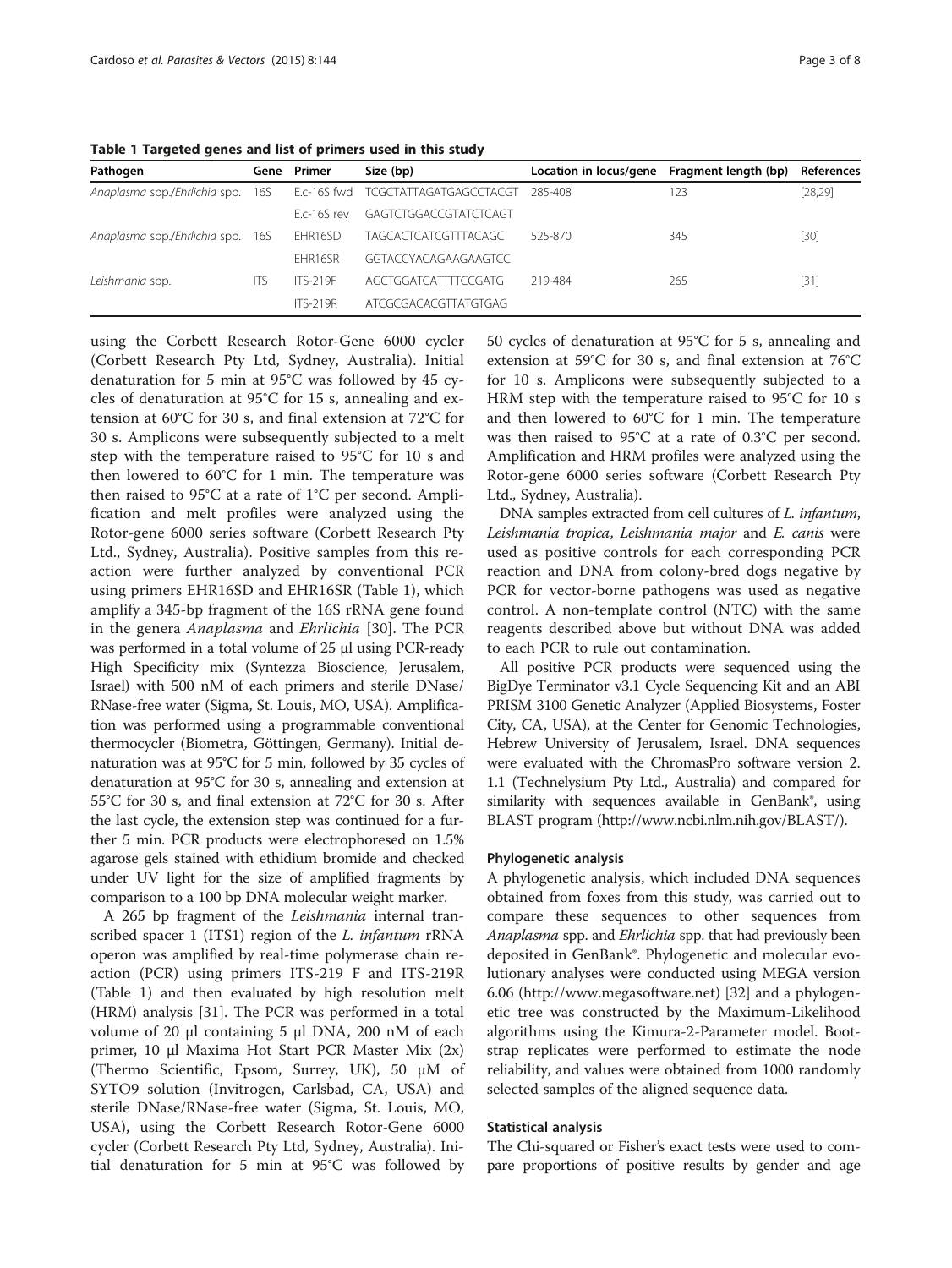**Table 1 Targeted genes and list of primers used in this study**

| Pathogen | Gene | Primer | Size (bp) | Location in locus/gene | Fragment length (bp) | References |
|---|---|---|---|---|---|---|
| *Anaplasma* spp./*Ehrlichia* spp. | 16S | E.c-16S fwd | TCGCTATTAGATGAGCCTACGT | 285-408 | 123 | [28,29] |
| | | E.c-16S rev | GAGTCTGGACCGTATCTCAGT | | | |
| *Anaplasma* spp./*Ehrlichia* spp. | 16S | EHR16SD | TAGCACTCATCGTTTACAGC | 525-870 | 345 | [30] |
| | | EHR16SR | GGTACCYACAGAAGAAGTCC | | | |
| *Leishmania* spp. | ITS | ITS-219F | AGCTGGATCATTTTCCGATG | 219-484 | 265 | [31] |
| | | ITS-219R | ATCGCGACACGTTATGTGAG | | | |

using the Corbett Research Rotor-Gene 6000 cycler (Corbett Research Pty Ltd, Sydney, Australia). Initial denaturation for 5 min at 95°C was followed by 45 cycles of denaturation at 95°C for 15 s, annealing and extension at 60°C for 30 s, and final extension at 72°C for 30 s. Amplicons were subsequently subjected to a melt step with the temperature raised to 95°C for 10 s and then lowered to 60°C for 1 min. The temperature was then raised to 95°C at a rate of 1°C per second. Amplification and melt profiles were analyzed using the Rotor-gene 6000 series software (Corbett Research Pty Ltd., Sydney, Australia). Positive samples from this reaction were further analyzed by conventional PCR using primers EHR16SD and EHR16SR (Table 1), which amplify a 345-bp fragment of the 16S rRNA gene found in the genera *Anaplasma* and *Ehrlichia* [30]. The PCR was performed in a total volume of 25 μl using PCR-ready High Specificity mix (Syntezza Bioscience, Jerusalem, Israel) with 500 nM of each primers and sterile DNase/RNase-free water (Sigma, St. Louis, MO, USA). Amplification was performed using a programmable conventional thermocycler (Biometra, Göttingen, Germany). Initial denaturation was at 95°C for 5 min, followed by 35 cycles of denaturation at 95°C for 30 s, annealing and extension at 55°C for 30 s, and final extension at 72°C for 30 s. After the last cycle, the extension step was continued for a further 5 min. PCR products were electrophoresed on 1.5% agarose gels stained with ethidium bromide and checked under UV light for the size of amplified fragments by comparison to a 100 bp DNA molecular weight marker.

A 265 bp fragment of the *Leishmania* internal transcribed spacer 1 (ITS1) region of the *L. infantum* rRNA operon was amplified by real-time polymerase chain reaction (PCR) using primers ITS-219 F and ITS-219R (Table 1) and then evaluated by high resolution melt (HRM) analysis [31]. The PCR was performed in a total volume of 20 μl containing 5 μl DNA, 200 nM of each primer, 10 μl Maxima Hot Start PCR Master Mix (2x) (Thermo Scientific, Epsom, Surrey, UK), 50 μM of SYTO9 solution (Invitrogen, Carlsbad, CA, USA) and sterile DNase/RNase-free water (Sigma, St. Louis, MO, USA), using the Corbett Research Rotor-Gene 6000 cycler (Corbett Research Pty Ltd, Sydney, Australia). Initial denaturation for 5 min at 95°C was followed by 50 cycles of denaturation at 95°C for 5 s, annealing and extension at 59°C for 30 s, and final extension at 76°C for 10 s. Amplicons were subsequently subjected to a HRM step with the temperature raised to 95°C for 10 s and then lowered to 60°C for 1 min. The temperature was then raised to 95°C at a rate of 0.3°C per second. Amplification and HRM profiles were analyzed using the Rotor-gene 6000 series software (Corbett Research Pty Ltd., Sydney, Australia).

DNA samples extracted from cell cultures of *L. infantum*, *Leishmania tropica*, *Leishmania major* and *E. canis* were used as positive controls for each corresponding PCR reaction and DNA from colony-bred dogs negative by PCR for vector-borne pathogens was used as negative control. A non-template control (NTC) with the same reagents described above but without DNA was added to each PCR to rule out contamination.

All positive PCR products were sequenced using the BigDye Terminator v3.1 Cycle Sequencing Kit and an ABI PRISM 3100 Genetic Analyzer (Applied Biosystems, Foster City, CA, USA), at the Center for Genomic Technologies, Hebrew University of Jerusalem, Israel. DNA sequences were evaluated with the ChromasPro software version 2.1.1 (Technelysium Pty Ltd., Australia) and compared for similarity with sequences available in GenBank®, using BLAST program (http://www.ncbi.nlm.nih.gov/BLAST/).

### Phylogenetic analysis

A phylogenetic analysis, which included DNA sequences obtained from foxes from this study, was carried out to compare these sequences to other sequences from *Anaplasma* spp. and *Ehrlichia* spp. that had previously been deposited in GenBank®. Phylogenetic and molecular evolutionary analyses were conducted using MEGA version 6.06 (http://www.megasoftware.net) [32] and a phylogenetic tree was constructed by the Maximum-Likelihood algorithms using the Kimura-2-Parameter model. Bootstrap replicates were performed to estimate the node reliability, and values were obtained from 1000 randomly selected samples of the aligned sequence data.

### Statistical analysis

The Chi-squared or Fisher's exact tests were used to compare proportions of positive results by gender and age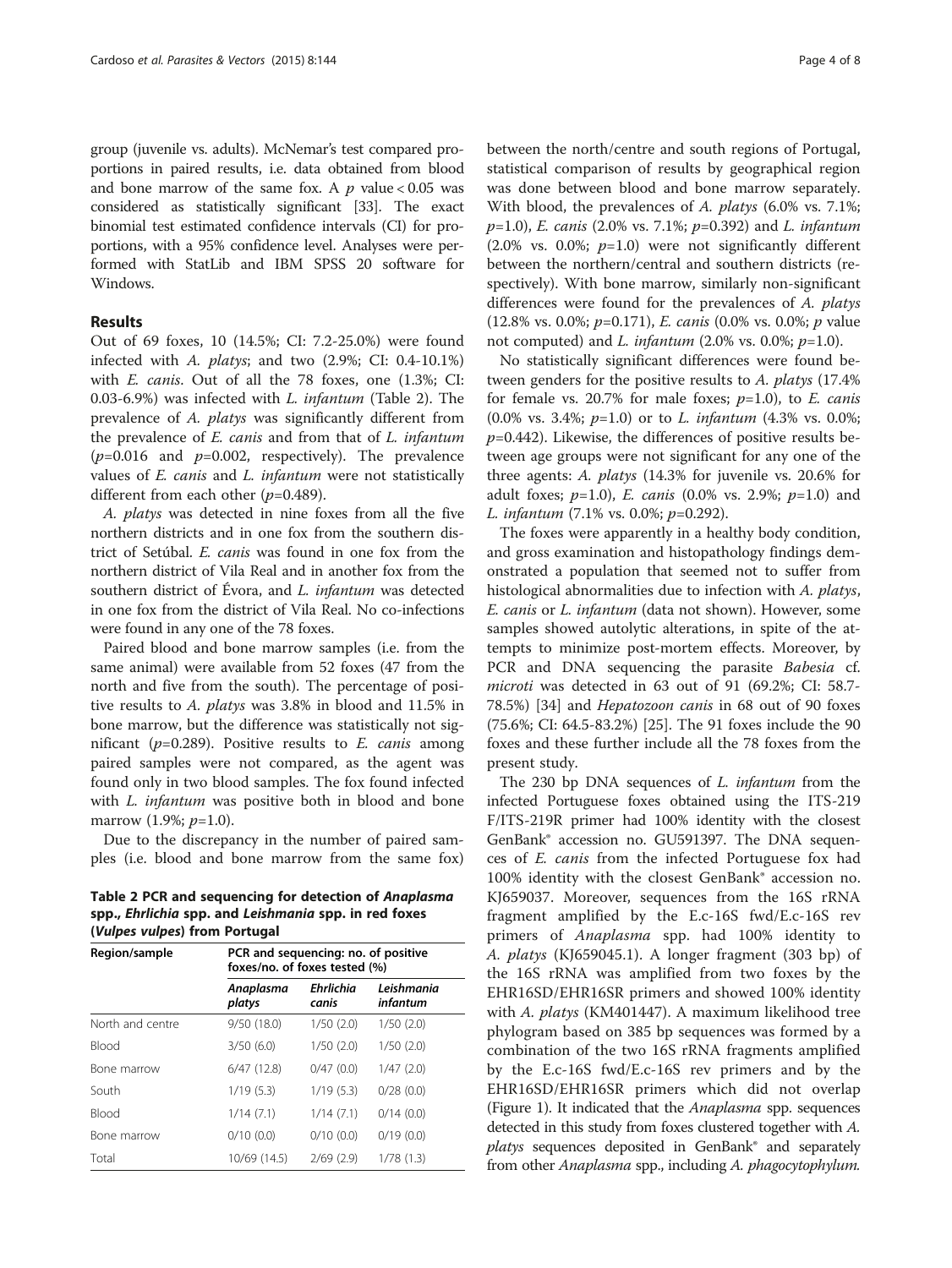group (juvenile vs. adults). McNemar's test compared proportions in paired results, i.e. data obtained from blood and bone marrow of the same fox. A $p$ value < 0.05 was considered as statistically significant [33]. The exact binomial test estimated confidence intervals (CI) for proportions, with a 95% confidence level. Analyses were performed with StatLib and IBM SPSS 20 software for Windows.

## Results

Out of 69 foxes, 10 (14.5%; CI: 7.2-25.0%) were found infected with *A. platys*; and two (2.9%; CI: 0.4-10.1%) with *E. canis*. Out of all the 78 foxes, one (1.3%; CI: 0.03-6.9%) was infected with *L. infantum* (Table 2). The prevalence of *A. platys* was significantly different from the prevalence of *E. canis* and from that of *L. infantum* ($p$=0.016 and $p$=0.002, respectively). The prevalence values of *E. canis* and *L. infantum* were not statistically different from each other ($p$=0.489).

*A. platys* was detected in nine foxes from all the five northern districts and in one fox from the southern district of Setúbal. *E. canis* was found in one fox from the northern district of Vila Real and in another fox from the southern district of Évora, and *L. infantum* was detected in one fox from the district of Vila Real. No co-infections were found in any one of the 78 foxes.

Paired blood and bone marrow samples (i.e. from the same animal) were available from 52 foxes (47 from the north and five from the south). The percentage of positive results to *A. platys* was 3.8% in blood and 11.5% in bone marrow, but the difference was statistically not significant ($p$=0.289). Positive results to *E. canis* among paired samples were not compared, as the agent was found only in two blood samples. The fox found infected with *L. infantum* was positive both in blood and bone marrow (1.9%; $p$=1.0).

Due to the discrepancy in the number of paired samples (i.e. blood and bone marrow from the same fox) between the north/centre and south regions of Portugal, statistical comparison of results by geographical region was done between blood and bone marrow separately. With blood, the prevalences of *A. platys* (6.0% vs. 7.1%; $p$=1.0), *E. canis* (2.0% vs. 7.1%; $p$=0.392) and *L. infantum* (2.0% vs. 0.0%; $p$=1.0) were not significantly different between the northern/central and southern districts (respectively). With bone marrow, similarly non-significant differences were found for the prevalences of *A. platys* (12.8% vs. 0.0%; $p$=0.171), *E. canis* (0.0% vs. 0.0%; $p$ value not computed) and *L. infantum* (2.0% vs. 0.0%; $p$=1.0).

No statistically significant differences were found between genders for the positive results to *A. platys* (17.4% for female vs. 20.7% for male foxes; $p$=1.0), to *E. canis* (0.0% vs. 3.4%; $p$=1.0) or to *L. infantum* (4.3% vs. 0.0%; $p$=0.442). Likewise, the differences of positive results between age groups were not significant for any one of the three agents: *A. platys* (14.3% for juvenile vs. 20.6% for adult foxes; $p$=1.0), *E. canis* (0.0% vs. 2.9%; $p$=1.0) and *L. infantum* (7.1% vs. 0.0%; $p$=0.292).

The foxes were apparently in a healthy body condition, and gross examination and histopathology findings demonstrated a population that seemed not to suffer from histological abnormalities due to infection with *A. platys*, *E. canis* or *L. infantum* (data not shown). However, some samples showed autolytic alterations, in spite of the attempts to minimize post-mortem effects. Moreover, by PCR and DNA sequencing the parasite *Babesia* cf. *microti* was detected in 63 out of 91 (69.2%; CI: 58.7-78.5%) [34] and *Hepatozoon canis* in 68 out of 90 foxes (75.6%; CI: 64.5-83.2%) [25]. The 91 foxes include the 90 foxes and these further include all the 78 foxes from the present study.

The 230 bp DNA sequences of *L. infantum* from the infected Portuguese foxes obtained using the ITS-219 F/ITS-219R primer had 100% identity with the closest GenBank® accession no. GU591397. The DNA sequences of *E. canis* from the infected Portuguese fox had 100% identity with the closest GenBank® accession no. KJ659037. Moreover, sequences from the 16S rRNA fragment amplified by the E.c-16S fwd/E.c-16S rev primers of *Anaplasma* spp. had 100% identity to *A. platys* (KJ659045.1). A longer fragment (303 bp) of the 16S rRNA was amplified from two foxes by the EHR16SD/EHR16SR primers and showed 100% identity with *A. platys* (KM401447). A maximum likelihood tree phylogram based on 385 bp sequences was formed by a combination of the two 16S rRNA fragments amplified by the E.c-16S fwd/E.c-16S rev primers and by the EHR16SD/EHR16SR primers which did not overlap (Figure 1). It indicated that the *Anaplasma* spp. sequences detected in this study from foxes clustered together with *A. platys* sequences deposited in GenBank® and separately from other *Anaplasma* spp., including *A. phagocytophylum*.

**Table 2 PCR and sequencing for detection of *Anaplasma* spp., *Ehrlichia* spp. and *Leishmania* spp. in red foxes (*Vulpes vulpes*) from Portugal**

| Region/sample | PCR and sequencing: no. of positive foxes/no. of foxes tested (%) | | |
|---|---|---|---|
| | *Anaplasma platys* | *Ehrlichia canis* | *Leishmania infantum* |
| North and centre | 9/50 (18.0) | 1/50 (2.0) | 1/50 (2.0) |
| Blood | 3/50 (6.0) | 1/50 (2.0) | 1/50 (2.0) |
| Bone marrow | 6/47 (12.8) | 0/47 (0.0) | 1/47 (2.0) |
| South | 1/19 (5.3) | 1/19 (5.3) | 0/28 (0.0) |
| Blood | 1/14 (7.1) | 1/14 (7.1) | 0/14 (0.0) |
| Bone marrow | 0/10 (0.0) | 0/10 (0.0) | 0/19 (0.0) |
| Total | 10/69 (14.5) | 2/69 (2.9) | 1/78 (1.3) |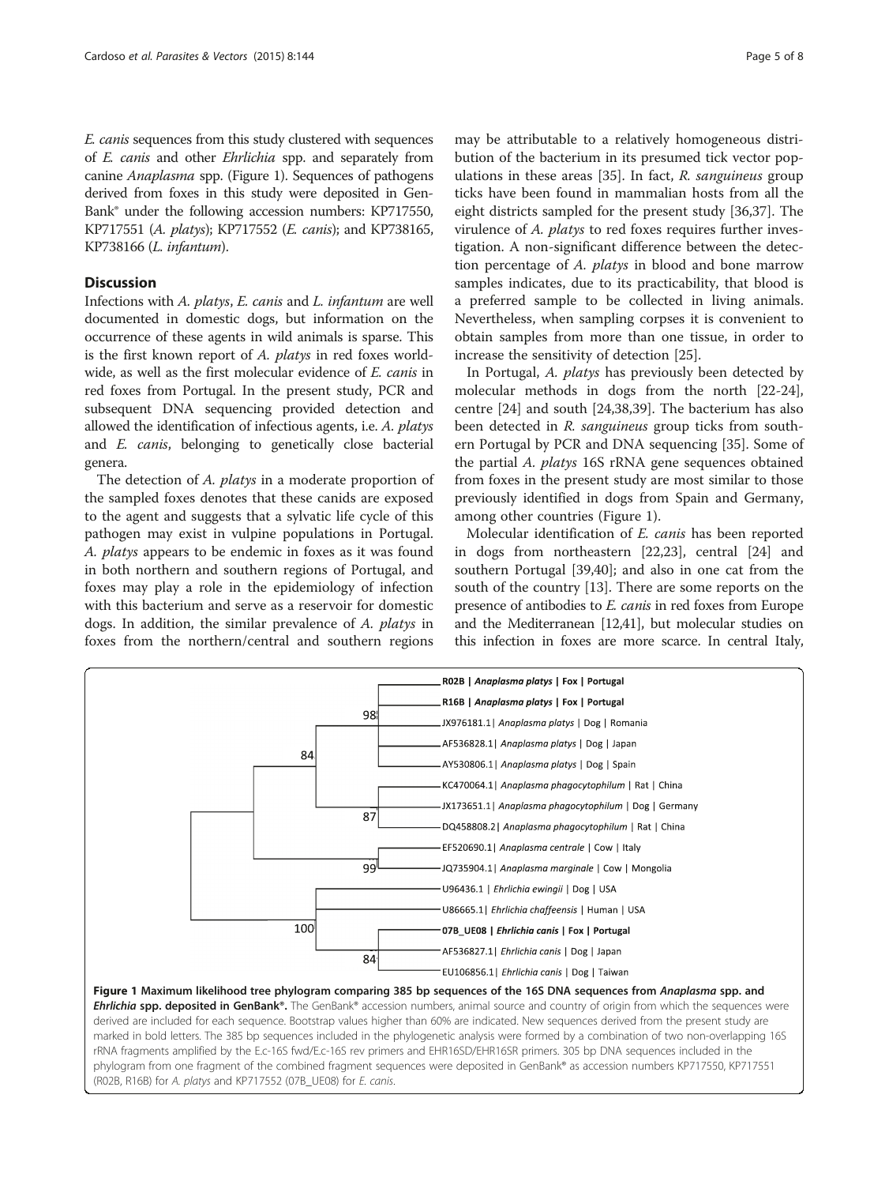*E. canis* sequences from this study clustered with sequences of *E. canis* and other *Ehrlichia* spp. and separately from canine *Anaplasma* spp. (Figure 1). Sequences of pathogens derived from foxes in this study were deposited in GenBank® under the following accession numbers: KP717550, KP717551 (*A. platys*); KP717552 (*E. canis*); and KP738165, KP738166 (*L. infantum*).

## Discussion

Infections with *A. platys*, *E. canis* and *L. infantum* are well documented in domestic dogs, but information on the occurrence of these agents in wild animals is sparse. This is the first known report of *A. platys* in red foxes worldwide, as well as the first molecular evidence of *E. canis* in red foxes from Portugal. In the present study, PCR and subsequent DNA sequencing provided detection and allowed the identification of infectious agents, i.e. *A. platys* and *E. canis*, belonging to genetically close bacterial genera.

The detection of *A. platys* in a moderate proportion of the sampled foxes denotes that these canids are exposed to the agent and suggests that a sylvatic life cycle of this pathogen may exist in vulpine populations in Portugal. *A. platys* appears to be endemic in foxes as it was found in both northern and southern regions of Portugal, and foxes may play a role in the epidemiology of infection with this bacterium and serve as a reservoir for domestic dogs. In addition, the similar prevalence of *A. platys* in foxes from the northern/central and southern regions may be attributable to a relatively homogeneous distribution of the bacterium in its presumed tick vector populations in these areas [35]. In fact, *R. sanguineus* group ticks have been found in mammalian hosts from all the eight districts sampled for the present study [36,37]. The virulence of *A. platys* to red foxes requires further investigation. A non-significant difference between the detection percentage of *A. platys* in blood and bone marrow samples indicates, due to its practicability, that blood is a preferred sample to be collected in living animals. Nevertheless, when sampling corpses it is convenient to obtain samples from more than one tissue, in order to increase the sensitivity of detection [25].

In Portugal, *A. platys* has previously been detected by molecular methods in dogs from the north [22-24], centre [24] and south [24,38,39]. The bacterium has also been detected in *R. sanguineus* group ticks from southern Portugal by PCR and DNA sequencing [35]. Some of the partial *A. platys* 16S rRNA gene sequences obtained from foxes in the present study are most similar to those previously identified in dogs from Spain and Germany, among other countries (Figure 1).

Molecular identification of *E. canis* has been reported in dogs from northeastern [22,23], central [24] and southern Portugal [39,40]; and also in one cat from the south of the country [13]. There are some reports on the presence of antibodies to *E. canis* in red foxes from Europe and the Mediterranean [12,41], but molecular studies on this infection in foxes are more scarce. In central Italy,

**R02B | *Anaplasma platys* | Fox | Portugal**
**R16B | *Anaplasma platys* | Fox | Portugal**
JX976181.1| *Anaplasma platys* | Dog | Romania
AF536828.1| *Anaplasma platys* | Dog | Japan
AY530806.1| *Anaplasma platys* | Dog | Spain
KC470064.1| *Anaplasma phagocytophilum* | Rat | China
JX173651.1| *Anaplasma phagocytophilum* | Dog | Germany
DQ458808.2| *Anaplasma phagocytophilum* | Rat | China
EF520690.1| *Anaplasma centrale* | Cow | Italy
JQ735904.1| *Anaplasma marginale* | Cow | Mongolia
U96436.1 | *Ehrlichia ewingii* | Dog | USA
U86665.1| *Ehrlichia chaffeensis* | Human | USA
**07B_UE08 | *Ehrlichia canis* | Fox | Portugal**
AF536827.1| *Ehrlichia canis* | Dog | Japan
EU106856.1| *Ehrlichia canis* | Dog | Taiwan

98
84
87
99
100
84

**Figure 1 Maximum likelihood tree phylogram comparing 385 bp sequences of the 16S DNA sequences from *Anaplasma* spp. and *Ehrlichia* spp. deposited in GenBank®.** The GenBank® accession numbers, animal source and country of origin from which the sequences were derived are included for each sequence. Bootstrap values higher than 60% are indicated. New sequences derived from the present study are marked in bold letters. The 385 bp sequences included in the phylogenetic analysis were formed by a combination of two non-overlapping 16S rRNA fragments amplified by the E.c-16S fwd/E.c-16S rev primers and EHR16SD/EHR16SR primers. 305 bp DNA sequences included in the phylogram from one fragment of the combined fragment sequences were deposited in GenBank® as accession numbers KP717550, KP717551 (R02B, R16B) for *A. platys* and KP717552 (07B_UE08) for *E. canis*.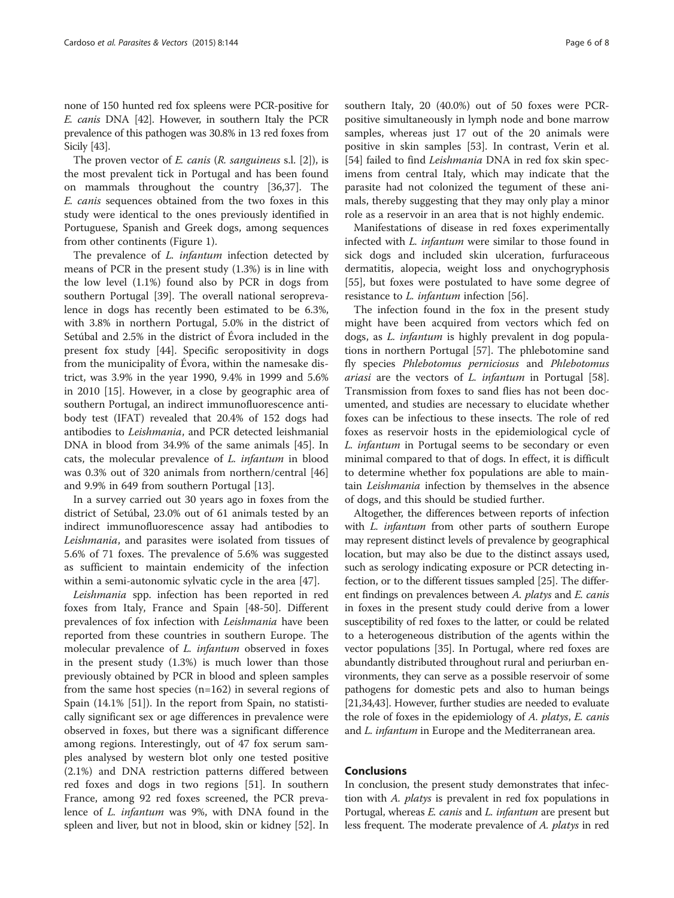none of 150 hunted red fox spleens were PCR-positive for *E. canis* DNA [42]. However, in southern Italy the PCR prevalence of this pathogen was 30.8% in 13 red foxes from Sicily [43].

The proven vector of *E. canis* (*R. sanguineus* s.l. [2]), is the most prevalent tick in Portugal and has been found on mammals throughout the country [36,37]. The *E. canis* sequences obtained from the two foxes in this study were identical to the ones previously identified in Portuguese, Spanish and Greek dogs, among sequences from other continents (Figure 1).

The prevalence of *L. infantum* infection detected by means of PCR in the present study (1.3%) is in line with the low level (1.1%) found also by PCR in dogs from southern Portugal [39]. The overall national seroprevalence in dogs has recently been estimated to be 6.3%, with 3.8% in northern Portugal, 5.0% in the district of Setúbal and 2.5% in the district of Évora included in the present fox study [44]. Specific seropositivity in dogs from the municipality of Évora, within the namesake district, was 3.9% in the year 1990, 9.4% in 1999 and 5.6% in 2010 [15]. However, in a close by geographic area of southern Portugal, an indirect immunofluorescence antibody test (IFAT) revealed that 20.4% of 152 dogs had antibodies to *Leishmania*, and PCR detected leishmanial DNA in blood from 34.9% of the same animals [45]. In cats, the molecular prevalence of *L. infantum* in blood was 0.3% out of 320 animals from northern/central [46] and 9.9% in 649 from southern Portugal [13].

In a survey carried out 30 years ago in foxes from the district of Setúbal, 23.0% out of 61 animals tested by an indirect immunofluorescence assay had antibodies to *Leishmania*, and parasites were isolated from tissues of 5.6% of 71 foxes. The prevalence of 5.6% was suggested as sufficient to maintain endemicity of the infection within a semi-autonomic sylvatic cycle in the area [47].

*Leishmania* spp. infection has been reported in red foxes from Italy, France and Spain [48-50]. Different prevalences of fox infection with *Leishmania* have been reported from these countries in southern Europe. The molecular prevalence of *L. infantum* observed in foxes in the present study (1.3%) is much lower than those previously obtained by PCR in blood and spleen samples from the same host species (n=162) in several regions of Spain (14.1% [51]). In the report from Spain, no statistically significant sex or age differences in prevalence were observed in foxes, but there was a significant difference among regions. Interestingly, out of 47 fox serum samples analysed by western blot only one tested positive (2.1%) and DNA restriction patterns differed between red foxes and dogs in two regions [51]. In southern France, among 92 red foxes screened, the PCR prevalence of *L. infantum* was 9%, with DNA found in the spleen and liver, but not in blood, skin or kidney [52]. In southern Italy, 20 (40.0%) out of 50 foxes were PCR-positive simultaneously in lymph node and bone marrow samples, whereas just 17 out of the 20 animals were positive in skin samples [53]. In contrast, Verin et al. [54] failed to find *Leishmania* DNA in red fox skin specimens from central Italy, which may indicate that the parasite had not colonized the tegument of these animals, thereby suggesting that they may only play a minor role as a reservoir in an area that is not highly endemic.

Manifestations of disease in red foxes experimentally infected with *L. infantum* were similar to those found in sick dogs and included skin ulceration, furfuraceous dermatitis, alopecia, weight loss and onychogryphosis [55], but foxes were postulated to have some degree of resistance to *L. infantum* infection [56].

The infection found in the fox in the present study might have been acquired from vectors which fed on dogs, as *L. infantum* is highly prevalent in dog populations in northern Portugal [57]. The phlebotomine sand fly species *Phlebotomus perniciosus* and *Phlebotomus ariasi* are the vectors of *L. infantum* in Portugal [58]. Transmission from foxes to sand flies has not been documented, and studies are necessary to elucidate whether foxes can be infectious to these insects. The role of red foxes as reservoir hosts in the epidemiological cycle of *L. infantum* in Portugal seems to be secondary or even minimal compared to that of dogs. In effect, it is difficult to determine whether fox populations are able to maintain *Leishmania* infection by themselves in the absence of dogs, and this should be studied further.

Altogether, the differences between reports of infection with *L. infantum* from other parts of southern Europe may represent distinct levels of prevalence by geographical location, but may also be due to the distinct assays used, such as serology indicating exposure or PCR detecting infection, or to the different tissues sampled [25]. The different findings on prevalences between *A. platys* and *E. canis* in foxes in the present study could derive from a lower susceptibility of red foxes to the latter, or could be related to a heterogeneous distribution of the agents within the vector populations [35]. In Portugal, where red foxes are abundantly distributed throughout rural and periurban environments, they can serve as a possible reservoir of some pathogens for domestic pets and also to human beings [21,34,43]. However, further studies are needed to evaluate the role of foxes in the epidemiology of *A. platys*, *E. canis* and *L. infantum* in Europe and the Mediterranean area.

## Conclusions

In conclusion, the present study demonstrates that infection with *A. platys* is prevalent in red fox populations in Portugal, whereas *E. canis* and *L. infantum* are present but less frequent. The moderate prevalence of *A. platys* in red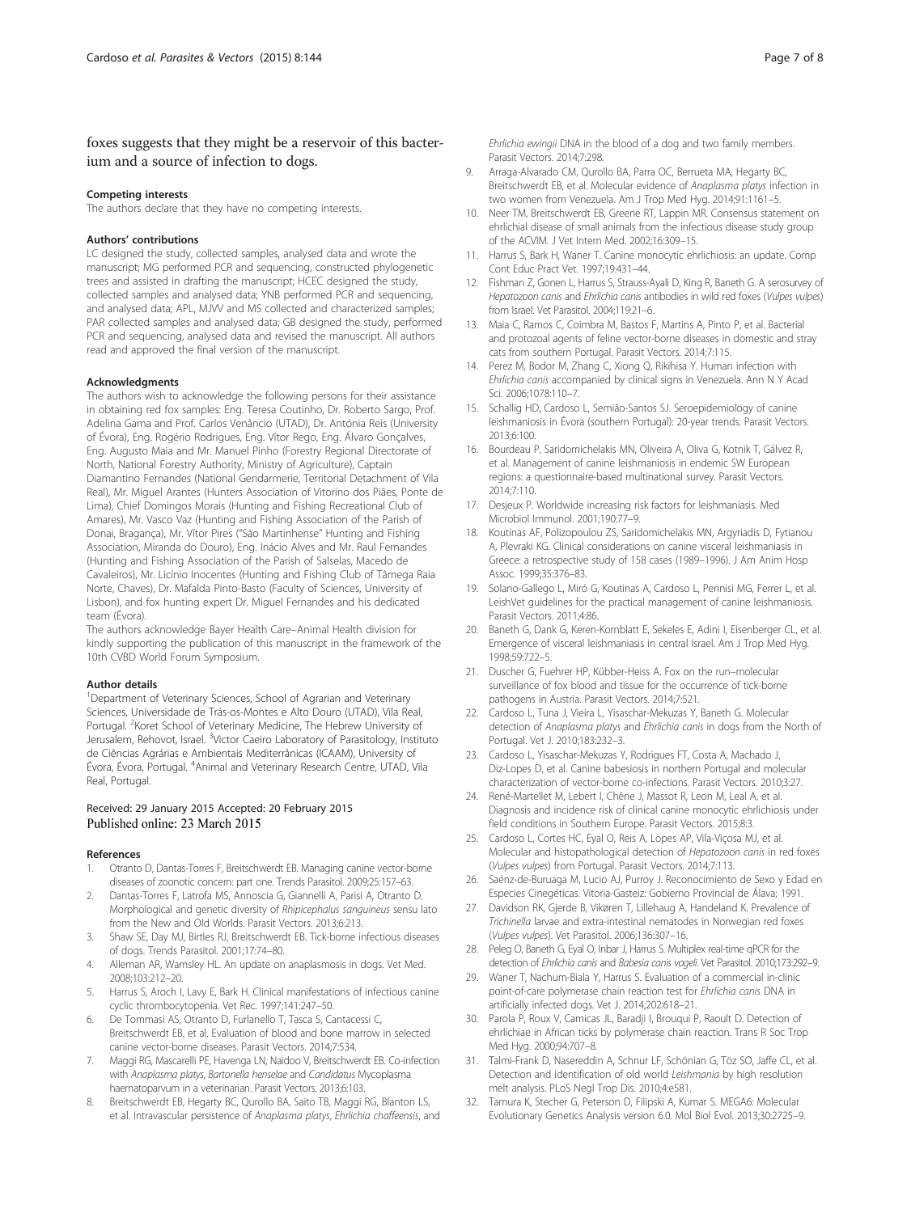foxes suggests that they might be a reservoir of this bacterium and a source of infection to dogs.

#### Competing interests

The authors declare that they have no competing interests.

#### Authors' contributions

LC designed the study, collected samples, analysed data and wrote the manuscript; MG performed PCR and sequencing, constructed phylogenetic trees and assisted in drafting the manuscript; HCEC designed the study, collected samples and analysed data; YNB performed PCR and sequencing, and analysed data; APL, MJVV and MS collected and characterized samples; PAR collected samples and analysed data; GB designed the study, performed PCR and sequencing, analysed data and revised the manuscript. All authors read and approved the final version of the manuscript.

#### Acknowledgments

The authors wish to acknowledge the following persons for their assistance in obtaining red fox samples: Eng. Teresa Coutinho, Dr. Roberto Sargo, Prof. Adelina Gama and Prof. Carlos Venâncio (UTAD), Dr. Antónia Reis (University of Évora), Eng. Rogério Rodrigues, Eng. Vítor Rego, Eng. Álvaro Gonçalves, Eng. Augusto Maia and Mr. Manuel Pinho (Forestry Regional Directorate of North, National Forestry Authority, Ministry of Agriculture), Captain Diamantino Fernandes (National Gendarmerie, Territorial Detachment of Vila Real), Mr. Miguel Arantes (Hunters Association of Vitorino dos Piães, Ponte de Lima), Chief Domingos Morais (Hunting and Fishing Recreational Club of Amares), Mr. Vasco Vaz (Hunting and Fishing Association of the Parish of Donai, Bragança), Mr. Vítor Pires ("São Martinhense" Hunting and Fishing Association, Miranda do Douro), Eng. Inácio Alves and Mr. Raul Fernandes (Hunting and Fishing Association of the Parish of Salselas, Macedo de Cavaleiros), Mr. Licínio Inocentes (Hunting and Fishing Club of Tâmega Raia Norte, Chaves), Dr. Mafalda Pinto-Basto (Faculty of Sciences, University of Lisbon), and fox hunting expert Dr. Miguel Fernandes and his dedicated team (Évora).

The authors acknowledge Bayer Health Care–Animal Health division for kindly supporting the publication of this manuscript in the framework of the 10th CVBD World Forum Symposium.

#### Author details

[1]Department of Veterinary Sciences, School of Agrarian and Veterinary Sciences, Universidade de Trás-os-Montes e Alto Douro (UTAD), Vila Real, Portugal. [2]Koret School of Veterinary Medicine, The Hebrew University of Jerusalem, Rehovot, Israel. [3]Victor Caeiro Laboratory of Parasitology, Instituto de Ciências Agrárias e Ambientais Mediterrânicas (ICAAM), University of Évora, Évora, Portugal. [4]Animal and Veterinary Research Centre, UTAD, Vila Real, Portugal.

Received: 29 January 2015 Accepted: 20 February 2015
Published online: 23 March 2015

#### References

1. Otranto D, Dantas-Torres F, Breitschwerdt EB. Managing canine vector-borne diseases of zoonotic concern: part one. Trends Parasitol. 2009;25:157–63.
2. Dantas-Torres F, Latrofa MS, Annoscia G, Giannelli A, Parisi A, Otranto D. Morphological and genetic diversity of *Rhipicephalus sanguineus* sensu lato from the New and Old Worlds. Parasit Vectors. 2013;6:213.
3. Shaw SE, Day MJ, Birtles RJ, Breitschwerdt EB. Tick-borne infectious diseases of dogs. Trends Parasitol. 2001;17:74–80.
4. Alleman AR, Wamsley HL. An update on anaplasmosis in dogs. Vet Med. 2008;103:212–20.
5. Harrus S, Aroch I, Lavy E, Bark H. Clinical manifestations of infectious canine cyclic thrombocytopenia. Vet Rec. 1997;141:247–50.
6. De Tommasi AS, Otranto D, Furlanello T, Tasca S, Cantacessi C, Breitschwerdt EB, et al. Evaluation of blood and bone marrow in selected canine vector-borne diseases. Parasit Vectors. 2014;7:534.
7. Maggi RG, Mascarelli PE, Havenga LN, Naidoo V, Breitschwerdt EB. Co-infection with *Anaplasma platys*, *Bartonella henselae* and *Candidatus* Mycoplasma haematoparvum in a veterinarian. Parasit Vectors. 2013;6:103.
8. Breitschwerdt EB, Hegarty BC, Qurollo BA, Saito TB, Maggi RG, Blanton LS, et al. Intravascular persistence of *Anaplasma platys*, *Ehrlichia chaffeensis*, and *Ehrlichia ewingii* DNA in the blood of a dog and two family members. Parasit Vectors. 2014;7:298.
9. Arraga-Alvarado CM, Qurollo BA, Parra OC, Berrueta MA, Hegarty BC, Breitschwerdt EB, et al. Molecular evidence of *Anaplasma platys* infection in two women from Venezuela. Am J Trop Med Hyg. 2014;91:1161–5.
10. Neer TM, Breitschwerdt EB, Greene RT, Lappin MR. Consensus statement on ehrlichial disease of small animals from the infectious disease study group of the ACVIM. J Vet Intern Med. 2002;16:309–15.
11. Harrus S, Bark H, Waner T. Canine monocytic ehrlichiosis: an update. Comp Cont Educ Pract Vet. 1997;19:431–44.
12. Fishman Z, Gonen L, Harrus S, Strauss-Ayali D, King R, Baneth G. A serosurvey of *Hepatozoon canis* and *Ehrlichia canis* antibodies in wild red foxes (*Vulpes vulpes*) from Israel. Vet Parasitol. 2004;119:21–6.
13. Maia C, Ramos C, Coimbra M, Bastos F, Martins A, Pinto P, et al. Bacterial and protozoal agents of feline vector-borne diseases in domestic and stray cats from southern Portugal. Parasit Vectors. 2014;7:115.
14. Perez M, Bodor M, Zhang C, Xiong Q, Rikihisa Y. Human infection with *Ehrlichia canis* accompanied by clinical signs in Venezuela. Ann N Y Acad Sci. 2006;1078:110–7.
15. Schallig HD, Cardoso L, Semião-Santos SJ. Seroepidemiology of canine leishmaniosis in Évora (southern Portugal): 20-year trends. Parasit Vectors. 2013;6:100.
16. Bourdeau P, Saridomichelakis MN, Oliveira A, Oliva G, Kotnik T, Gálvez R, et al. Management of canine leishmaniosis in endemic SW European regions: a questionnaire-based multinational survey. Parasit Vectors. 2014;7:110.
17. Desjeux P. Worldwide increasing risk factors for leishmaniasis. Med Microbiol Immunol. 2001;190:77–9.
18. Koutinas AF, Polizopoulou ZS, Saridomichelakis MN, Argyriadis D, Fytianou A, Plevraki KG. Clinical considerations on canine visceral leishmaniasis in Greece: a retrospective study of 158 cases (1989–1996). J Am Anim Hosp Assoc. 1999;35:376–83.
19. Solano-Gallego L, Miró G, Koutinas A, Cardoso L, Pennisi MG, Ferrer L, et al. LeishVet guidelines for the practical management of canine leishmaniosis. Parasit Vectors. 2011;4:86.
20. Baneth G, Dank G, Keren-Kornblatt E, Sekeles E, Adini I, Eisenberger CL, et al. Emergence of visceral leishmaniasis in central Israel. Am J Trop Med Hyg. 1998;59:722–5.
21. Duscher G, Fuehrer HP, Kübber-Heiss A. Fox on the run–molecular surveillance of fox blood and tissue for the occurrence of tick-borne pathogens in Austria. Parasit Vectors. 2014;7:521.
22. Cardoso L, Tuna J, Vieira L, Yisaschar-Mekuzas Y, Baneth G. Molecular detection of *Anaplasma platys* and *Ehrlichia canis* in dogs from the North of Portugal. Vet J. 2010;183:232–3.
23. Cardoso L, Yisaschar-Mekuzas Y, Rodrigues FT, Costa A, Machado J, Diz-Lopes D, et al. Canine babesiosis in northern Portugal and molecular characterization of vector-borne co-infections. Parasit Vectors. 2010;3:27.
24. René-Martellet M, Lebert I, Chêne J, Massot R, Leon M, Leal A, et al. Diagnosis and incidence risk of clinical canine monocytic ehrlichiosis under field conditions in Southern Europe. Parasit Vectors. 2015;8:3.
25. Cardoso L, Cortes HC, Eyal O, Reis A, Lopes AP, Vila-Viçosa MJ, et al. Molecular and histopathological detection of *Hepatozoon canis* in red foxes (*Vulpes vulpes*) from Portugal. Parasit Vectors. 2014;7:113.
26. Saénz-de-Buruaga M, Lucio AJ, Purroy J. Reconocimiento de Sexo y Edad en Especies Cinegéticas. Vitoria-Gasteiz: Gobierno Provincial de Álava; 1991.
27. Davidson RK, Gjerde B, Vikøren T, Lillehaug A, Handeland K. Prevalence of *Trichinella* larvae and extra-intestinal nematodes in Norwegian red foxes (*Vulpes vulpes*). Vet Parasitol. 2006;136:307–16.
28. Peleg O, Baneth G, Eyal O, Inbar J, Harrus S. Multiplex real-time qPCR for the detection of *Ehrlichia canis* and *Babesia canis vogeli*. Vet Parasitol. 2010;173:292–9.
29. Waner T, Nachum-Biala Y, Harrus S. Evaluation of a commercial in-clinic point-of-care polymerase chain reaction test for *Ehrlichia canis* DNA in artificially infected dogs. Vet J. 2014;202:618–21.
30. Parola P, Roux V, Camicas JL, Baradji I, Brouqui P, Raoult D. Detection of ehrlichiae in African ticks by polymerase chain reaction. Trans R Soc Trop Med Hyg. 2000;94:707–8.
31. Talmi-Frank D, Nasereddin A, Schnur LF, Schönian G, Töz SO, Jaffe CL, et al. Detection and identification of old world *Leishmania* by high resolution melt analysis. PLoS Negl Trop Dis. 2010;4:e581.
32. Tamura K, Stecher G, Peterson D, Filipski A, Kumar S. MEGA6: Molecular Evolutionary Genetics Analysis version 6.0. Mol Biol Evol. 2013;30:2725–9.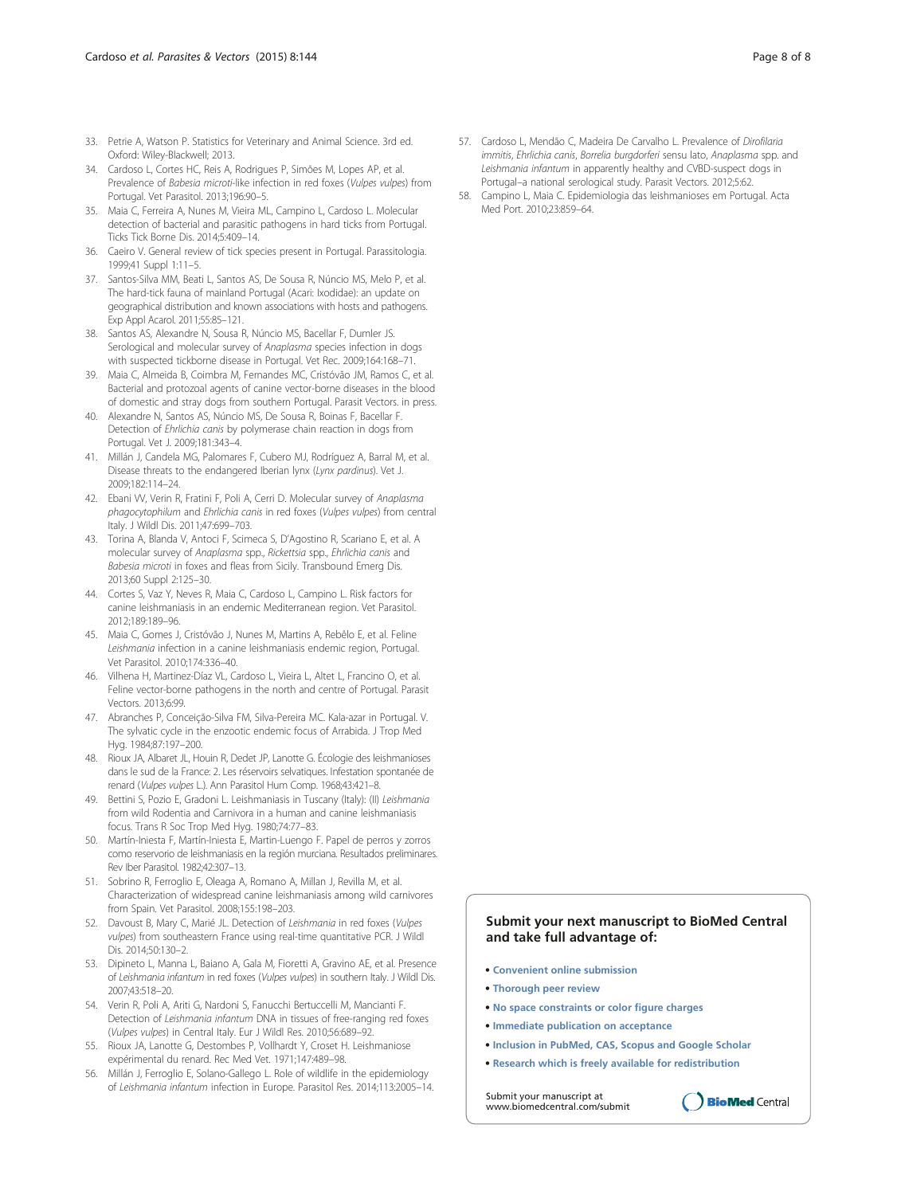33. Petrie A, Watson P. Statistics for Veterinary and Animal Science. 3rd ed. Oxford: Wiley-Blackwell; 2013.
34. Cardoso L, Cortes HC, Reis A, Rodrigues P, Simões M, Lopes AP, et al. Prevalence of *Babesia microti*-like infection in red foxes (*Vulpes vulpes*) from Portugal. Vet Parasitol. 2013;196:90–5.
35. Maia C, Ferreira A, Nunes M, Vieira ML, Campino L, Cardoso L. Molecular detection of bacterial and parasitic pathogens in hard ticks from Portugal. Ticks Tick Borne Dis. 2014;5:409–14.
36. Caeiro V. General review of tick species present in Portugal. Parassitologia. 1999;41 Suppl 1:11–5.
37. Santos-Silva MM, Beati L, Santos AS, De Sousa R, Núncio MS, Melo P, et al. The hard-tick fauna of mainland Portugal (Acari: Ixodidae): an update on geographical distribution and known associations with hosts and pathogens. Exp Appl Acarol. 2011;55:85–121.
38. Santos AS, Alexandre N, Sousa R, Núncio MS, Bacellar F, Dumler JS. Serological and molecular survey of *Anaplasma* species infection in dogs with suspected tickborne disease in Portugal. Vet Rec. 2009;164:168–71.
39. Maia C, Almeida B, Coimbra M, Fernandes MC, Cristóvão JM, Ramos C, et al. Bacterial and protozoal agents of canine vector-borne diseases in the blood of domestic and stray dogs from southern Portugal. Parasit Vectors. in press.
40. Alexandre N, Santos AS, Núncio MS, De Sousa R, Boinas F, Bacellar F. Detection of *Ehrlichia canis* by polymerase chain reaction in dogs from Portugal. Vet J. 2009;181:343–4.
41. Millán J, Candela MG, Palomares F, Cubero MJ, Rodríguez A, Barral M, et al. Disease threats to the endangered Iberian lynx (*Lynx pardinus*). Vet J. 2009;182:114–24.
42. Ebani VV, Verin R, Fratini F, Poli A, Cerri D. Molecular survey of *Anaplasma phagocytophilum* and *Ehrlichia canis* in red foxes (*Vulpes vulpes*) from central Italy. J Wildl Dis. 2011;47:699–703.
43. Torina A, Blanda V, Antoci F, Scimeca S, D'Agostino R, Scariano E, et al. A molecular survey of *Anaplasma* spp., *Rickettsia* spp., *Ehrlichia canis* and *Babesia microti* in foxes and fleas from Sicily. Transbound Emerg Dis. 2013;60 Suppl 2:125–30.
44. Cortes S, Vaz Y, Neves R, Maia C, Cardoso L, Campino L. Risk factors for canine leishmaniasis in an endemic Mediterranean region. Vet Parasitol. 2012;189:189–96.
45. Maia C, Gomes J, Cristóvão J, Nunes M, Martins A, Rebêlo E, et al. Feline *Leishmania* infection in a canine leishmaniasis endemic region, Portugal. Vet Parasitol. 2010;174:336–40.
46. Vilhena H, Martinez-Díaz VL, Cardoso L, Vieira L, Altet L, Francino O, et al. Feline vector-borne pathogens in the north and centre of Portugal. Parasit Vectors. 2013;6:99.
47. Abranches P, Conceição-Silva FM, Silva-Pereira MC. Kala-azar in Portugal. V. The sylvatic cycle in the enzootic endemic focus of Arrabida. J Trop Med Hyg. 1984;87:197–200.
48. Rioux JA, Albaret JL, Houin R, Dedet JP, Lanotte G. Écologie des leishmanioses dans le sud de la France: 2. Les réservoirs selvatiques. Infestation spontanée de renard (*Vulpes vulpes* L.). Ann Parasitol Hum Comp. 1968;43:421–8.
49. Bettini S, Pozio E, Gradoni L. Leishmaniasis in Tuscany (Italy): (II) *Leishmania* from wild Rodentia and Carnivora in a human and canine leishmaniasis focus. Trans R Soc Trop Med Hyg. 1980;74:77–83.
50. Martín-Iniesta F, Martín-Iniesta E, Martin-Luengo F. Papel de perros y zorros como reservorio de leishmaniasis en la región murciana. Resultados preliminares. Rev Iber Parasitol. 1982;42:307–13.
51. Sobrino R, Ferroglio E, Oleaga A, Romano A, Millan J, Revilla M, et al. Characterization of widespread canine leishmaniasis among wild carnivores from Spain. Vet Parasitol. 2008;155:198–203.
52. Davoust B, Mary C, Marié JL. Detection of *Leishmania* in red foxes (*Vulpes vulpes*) from southeastern France using real-time quantitative PCR. J Wildl Dis. 2014;50:130–2.
53. Dipineto L, Manna L, Baiano A, Gala M, Fioretti A, Gravino AE, et al. Presence of *Leishmania infantum* in red foxes (*Vulpes vulpes*) in southern Italy. J Wildl Dis. 2007;43:518–20.
54. Verin R, Poli A, Ariti G, Nardoni S, Fanucchi Bertuccelli M, Mancianti F. Detection of *Leishmania infantum* DNA in tissues of free-ranging red foxes (*Vulpes vulpes*) in Central Italy. Eur J Wildl Res. 2010;56:689–92.
55. Rioux JA, Lanotte G, Destombes P, Vollhardt Y, Croset H. Leishmaniose expérimental du renard. Rec Med Vet. 1971;147:489–98.
56. Millán J, Ferroglio E, Solano-Gallego L. Role of wildlife in the epidemiology of *Leishmania infantum* infection in Europe. Parasitol Res. 2014;113:2005–14.
57. Cardoso L, Mendão C, Madeira De Carvalho L. Prevalence of *Dirofilaria immitis*, *Ehrlichia canis*, *Borrelia burgdorferi* sensu lato, *Anaplasma* spp. and *Leishmania infantum* in apparently healthy and CVBD-suspect dogs in Portugal–a national serological study. Parasit Vectors. 2012;5:62.
58. Campino L, Maia C. Epidemiologia das leishmanioses em Portugal. Acta Med Port. 2010;23:859–64.

**Submit your next manuscript to BioMed Central and take full advantage of:**

- **Convenient online submission**
- **Thorough peer review**
- **No space constraints or color figure charges**
- **Immediate publication on acceptance**
- **Inclusion in PubMed, CAS, Scopus and Google Scholar**
- **Research which is freely available for redistribution**

Submit your manuscript at
www.biomedcentral.com/submit

BioMed Central